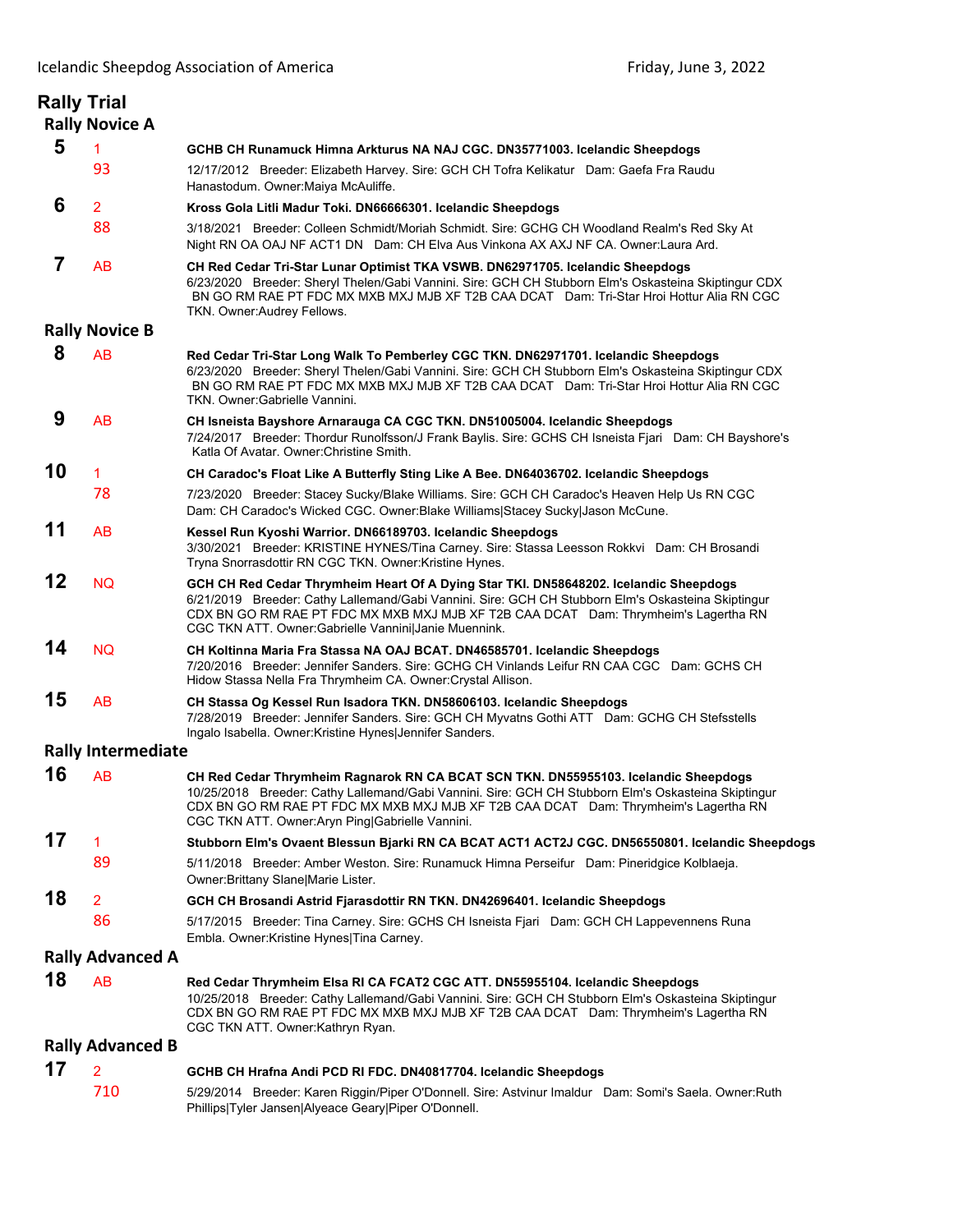## Rally Trial

### Rally Novice A

**5** 1 **GCHB CH Runamuck Himna Arkturus NA NAJ CGC. DN35771003. Icelandic Sheepdogs**
93 12/17/2012 Breeder: Elizabeth Harvey. Sire: GCH CH Tofra Kelikatur Dam: Gaefa Fra Raudu Hanastodum. Owner:Maiya McAuliffe.

**6** 2 **Kross Gola Litli Madur Toki. DN66666301. Icelandic Sheepdogs**
88 3/18/2021 Breeder: Colleen Schmidt/Moriah Schmidt. Sire: GCHG CH Woodland Realm's Red Sky At Night RN OA OAJ NF ACT1 DN Dam: CH Elva Aus Vinkona AX AXJ NF CA. Owner:Laura Ard.

**7** AB **CH Red Cedar Tri-Star Lunar Optimist TKA VSWB. DN62971705. Icelandic Sheepdogs**
6/23/2020 Breeder: Sheryl Thelen/Gabi Vannini. Sire: GCH CH Stubborn Elm's Oskasteina Skiptingur CDX BN GO RM RAE PT FDC MX MXB MXJ MJB XF T2B CAA DCAT Dam: Tri-Star Hroi Hottur Alia RN CGC TKN. Owner:Audrey Fellows.

### Rally Novice B

**8** AB **Red Cedar Tri-Star Long Walk To Pemberley CGC TKN. DN62971701. Icelandic Sheepdogs**
6/23/2020 Breeder: Sheryl Thelen/Gabi Vannini. Sire: GCH CH Stubborn Elm's Oskasteina Skiptingur CDX BN GO RM RAE PT FDC MX MXB MXJ MJB XF T2B CAA DCAT Dam: Tri-Star Hroi Hottur Alia RN CGC TKN. Owner:Gabrielle Vannini.

**9** AB **CH Isneista Bayshore Arnarauga CA CGC TKN. DN51005004. Icelandic Sheepdogs**
7/24/2017 Breeder: Thordur Runolfsson/J Frank Baylis. Sire: GCHS CH Isneista Fjari Dam: CH Bayshore's Katla Of Avatar. Owner:Christine Smith.

**10** 1 **CH Caradoc's Float Like A Butterfly Sting Like A Bee. DN64036702. Icelandic Sheepdogs**
78 7/23/2020 Breeder: Stacey Sucky/Blake Williams. Sire: GCH CH Caradoc's Heaven Help Us RN CGC Dam: CH Caradoc's Wicked CGC. Owner:Blake Williams|Stacey Sucky|Jason McCune.

**11** AB **Kessel Run Kyoshi Warrior. DN66189703. Icelandic Sheepdogs**
3/30/2021 Breeder: KRISTINE HYNES/Tina Carney. Sire: Stassa Leesson Rokkvi Dam: CH Brosandi Tryna Snorrasdottir RN CGC TKN. Owner:Kristine Hynes.

**12** NQ **GCH CH Red Cedar Thrymheim Heart Of A Dying Star TKI. DN58648202. Icelandic Sheepdogs**
6/21/2019 Breeder: Cathy Lallemand/Gabi Vannini. Sire: GCH CH Stubborn Elm's Oskasteina Skiptingur CDX BN GO RM RAE PT FDC MX MXB MXJ MJB XF T2B CAA DCAT Dam: Thrymheim's Lagertha RN CGC TKN ATT. Owner:Gabrielle Vannini|Janie Muennink.

**14** NQ **CH Koltinna Maria Fra Stassa NA OAJ BCAT. DN46585701. Icelandic Sheepdogs**
7/20/2016 Breeder: Jennifer Sanders. Sire: GCHG CH Vinlands Leifur RN CAA CGC Dam: GCHS CH Hidow Stassa Nella Fra Thrymheim CA. Owner:Crystal Allison.

**15** AB **CH Stassa Og Kessel Run Isadora TKN. DN58606103. Icelandic Sheepdogs**
7/28/2019 Breeder: Jennifer Sanders. Sire: GCH CH Myvatns Gothi ATT Dam: GCHG CH Stefsstells Ingalo Isabella. Owner:Kristine Hynes|Jennifer Sanders.

### Rally Intermediate

**16** AB **CH Red Cedar Thrymheim Ragnarok RN CA BCAT SCN TKN. DN55955103. Icelandic Sheepdogs**
10/25/2018 Breeder: Cathy Lallemand/Gabi Vannini. Sire: GCH CH Stubborn Elm's Oskasteina Skiptingur CDX BN GO RM RAE PT FDC MX MXB MXJ MJB XF T2B CAA DCAT Dam: Thrymheim's Lagertha RN CGC TKN ATT. Owner:Aryn Ping|Gabrielle Vannini.

**17** 1 **Stubborn Elm's Ovaent Blessun Bjarki RN CA BCAT ACT1 ACT2J CGC. DN56550801. Icelandic Sheepdogs**
89 5/11/2018 Breeder: Amber Weston. Sire: Runamuck Himna Perseifur Dam: Pineridgice Kolblaeja. Owner:Brittany Slane|Marie Lister.

**18** 2 **GCH CH Brosandi Astrid Fjarasdottir RN TKN. DN42696401. Icelandic Sheepdogs**
86 5/17/2015 Breeder: Tina Carney. Sire: GCHS CH Isneista Fjari Dam: GCH CH Lappevennens Runa Embla. Owner:Kristine Hynes|Tina Carney.

### Rally Advanced A

**18** AB **Red Cedar Thrymheim Elsa RI CA FCAT2 CGC ATT. DN55955104. Icelandic Sheepdogs**
10/25/2018 Breeder: Cathy Lallemand/Gabi Vannini. Sire: GCH CH Stubborn Elm's Oskasteina Skiptingur CDX BN GO RM RAE PT FDC MX MXB MXJ MJB XF T2B CAA DCAT Dam: Thrymheim's Lagertha RN CGC TKN ATT. Owner:Kathryn Ryan.

### Rally Advanced B

**17** 2 **GCHB CH Hrafna Andi PCD RI FDC. DN40817704. Icelandic Sheepdogs**
710 5/29/2014 Breeder: Karen Riggin/Piper O'Donnell. Sire: Astvinur Imaldur Dam: Somi's Saela. Owner:Ruth Phillips|Tyler Jansen|Alyeace Geary|Piper O'Donnell.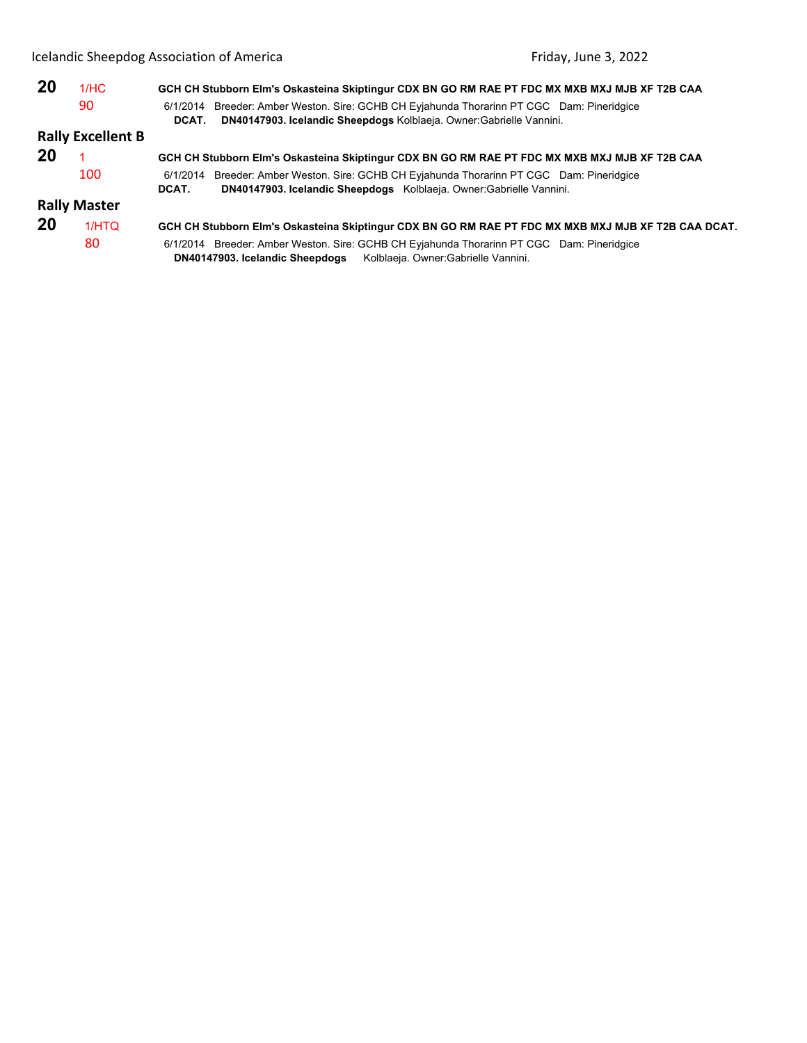**20** 1/HC 90

**GCH CH Stubborn Elm's Oskasteina Skiptingur CDX BN GO RM RAE PT FDC MX MXB MXJ MJB XF T2B CAA**

6/1/2014 Breeder: Amber Weston. Sire: GCHB CH Eyjahunda Thorarinn PT CGC Dam: Pineridgice
**DCAT.** **DN40147903. Icelandic Sheepdogs** Kolblaeja. Owner:Gabrielle Vannini.

## Rally Excellent B

**20** 1 100

**GCH CH Stubborn Elm's Oskasteina Skiptingur CDX BN GO RM RAE PT FDC MX MXB MXJ MJB XF T2B CAA**

6/1/2014 Breeder: Amber Weston. Sire: GCHB CH Eyjahunda Thorarinn PT CGC Dam: Pineridgice
**DCAT.** **DN40147903. Icelandic Sheepdogs** Kolblaeja. Owner:Gabrielle Vannini.

## Rally Master

**20** 1/HTQ 80

**GCH CH Stubborn Elm's Oskasteina Skiptingur CDX BN GO RM RAE PT FDC MX MXB MXJ MJB XF T2B CAA DCAT.**

6/1/2014 Breeder: Amber Weston. Sire: GCHB CH Eyjahunda Thorarinn PT CGC Dam: Pineridgice
**DN40147903. Icelandic Sheepdogs** Kolblaeja. Owner:Gabrielle Vannini.